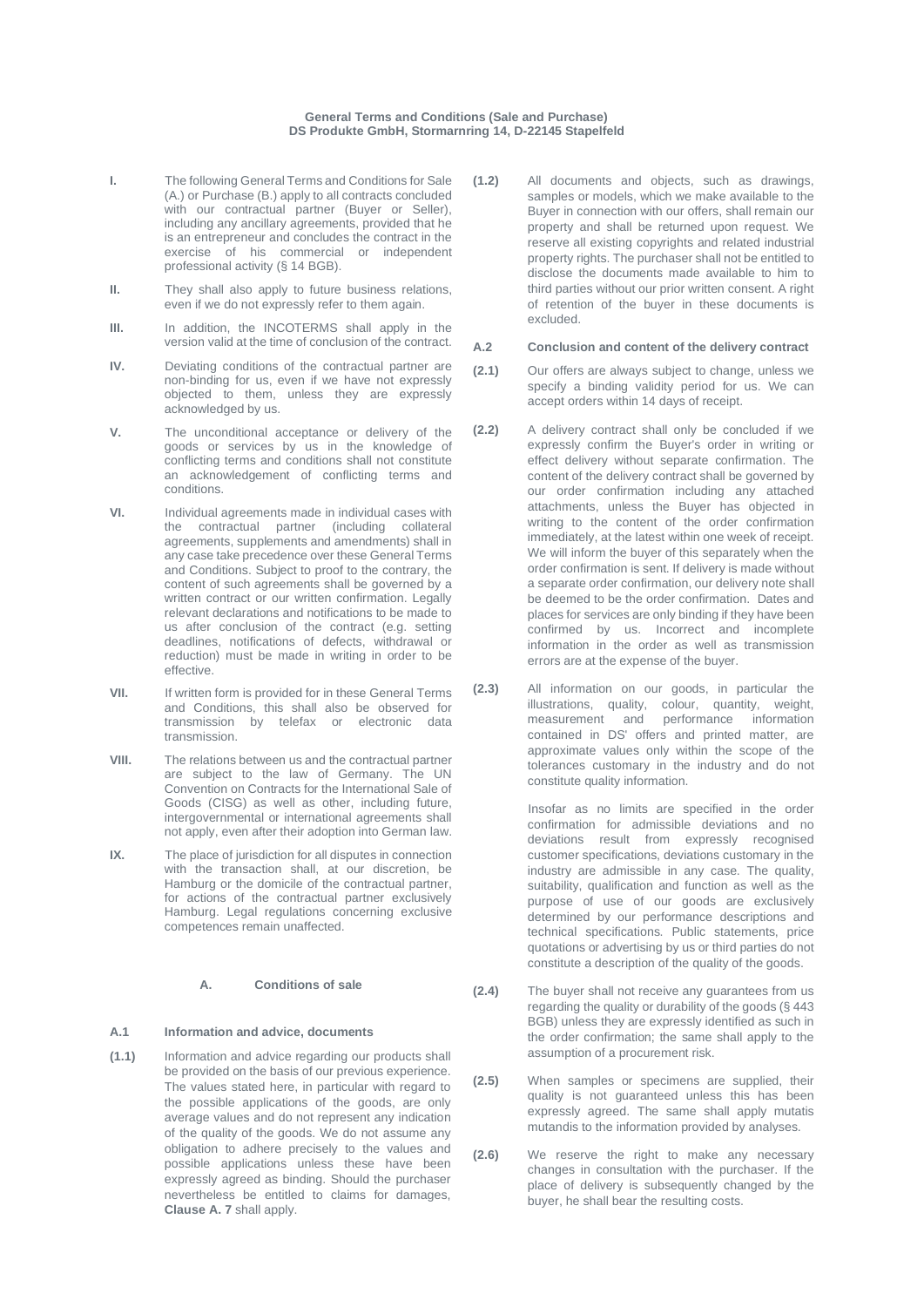**General Terms and Conditions (Sale and Purchase)**
**DS Produkte GmbH, Stormarnring 14, D-22145 Stapelfeld**

**I.** The following General Terms and Conditions for Sale (A.) or Purchase (B.) apply to all contracts concluded with our contractual partner (Buyer or Seller), including any ancillary agreements, provided that he is an entrepreneur and concludes the contract in the exercise of his commercial or independent professional activity (§ 14 BGB).

**II.** They shall also apply to future business relations, even if we do not expressly refer to them again.

**III.** In addition, the INCOTERMS shall apply in the version valid at the time of conclusion of the contract.

**IV.** Deviating conditions of the contractual partner are non-binding for us, even if we have not expressly objected to them, unless they are expressly acknowledged by us.

**V.** The unconditional acceptance or delivery of the goods or services by us in the knowledge of conflicting terms and conditions shall not constitute an acknowledgement of conflicting terms and conditions.

**VI.** Individual agreements made in individual cases with the contractual partner (including collateral agreements, supplements and amendments) shall in any case take precedence over these General Terms and Conditions. Subject to proof to the contrary, the content of such agreements shall be governed by a written contract or our written confirmation. Legally relevant declarations and notifications to be made to us after conclusion of the contract (e.g. setting deadlines, notifications of defects, withdrawal or reduction) must be made in writing in order to be effective.

**VII.** If written form is provided for in these General Terms and Conditions, this shall also be observed for transmission by telefax or electronic data transmission.

**VIII.** The relations between us and the contractual partner are subject to the law of Germany. The UN Convention on Contracts for the International Sale of Goods (CISG) as well as other, including future, intergovernmental or international agreements shall not apply, even after their adoption into German law.

**IX.** The place of jurisdiction for all disputes in connection with the transaction shall, at our discretion, be Hamburg or the domicile of the contractual partner, for actions of the contractual partner exclusively Hamburg. Legal regulations concerning exclusive competences remain unaffected.

## A. Conditions of sale

### A.1 Information and advice, documents

**(1.1)** Information and advice regarding our products shall be provided on the basis of our previous experience. The values stated here, in particular with regard to the possible applications of the goods, are only average values and do not represent any indication of the quality of the goods. We do not assume any obligation to adhere precisely to the values and possible applications unless these have been expressly agreed as binding. Should the purchaser nevertheless be entitled to claims for damages, **Clause A. 7** shall apply.

**(1.2)** All documents and objects, such as drawings, samples or models, which we make available to the Buyer in connection with our offers, shall remain our property and shall be returned upon request. We reserve all existing copyrights and related industrial property rights. The purchaser shall not be entitled to disclose the documents made available to him to third parties without our prior written consent. A right of retention of the buyer in these documents is excluded.

### A.2 Conclusion and content of the delivery contract

**(2.1)** Our offers are always subject to change, unless we specify a binding validity period for us. We can accept orders within 14 days of receipt.

**(2.2)** A delivery contract shall only be concluded if we expressly confirm the Buyer's order in writing or effect delivery without separate confirmation. The content of the delivery contract shall be governed by our order confirmation including any attached attachments, unless the Buyer has objected in writing to the content of the order confirmation immediately, at the latest within one week of receipt. We will inform the buyer of this separately when the order confirmation is sent. If delivery is made without a separate order confirmation, our delivery note shall be deemed to be the order confirmation. Dates and places for services are only binding if they have been confirmed by us. Incorrect and incomplete information in the order as well as transmission errors are at the expense of the buyer.

**(2.3)** All information on our goods, in particular the illustrations, quality, colour, quantity, weight, measurement and performance information contained in DS' offers and printed matter, are approximate values only within the scope of the tolerances customary in the industry and do not constitute quality information.

Insofar as no limits are specified in the order confirmation for admissible deviations and no deviations result from expressly recognised customer specifications, deviations customary in the industry are admissible in any case. The quality, suitability, qualification and function as well as the purpose of use of our goods are exclusively determined by our performance descriptions and technical specifications. Public statements, price quotations or advertising by us or third parties do not constitute a description of the quality of the goods.

**(2.4)** The buyer shall not receive any guarantees from us regarding the quality or durability of the goods (§ 443 BGB) unless they are expressly identified as such in the order confirmation; the same shall apply to the assumption of a procurement risk.

**(2.5)** When samples or specimens are supplied, their quality is not guaranteed unless this has been expressly agreed. The same shall apply mutatis mutandis to the information provided by analyses.

**(2.6)** We reserve the right to make any necessary changes in consultation with the purchaser. If the place of delivery is subsequently changed by the buyer, he shall bear the resulting costs.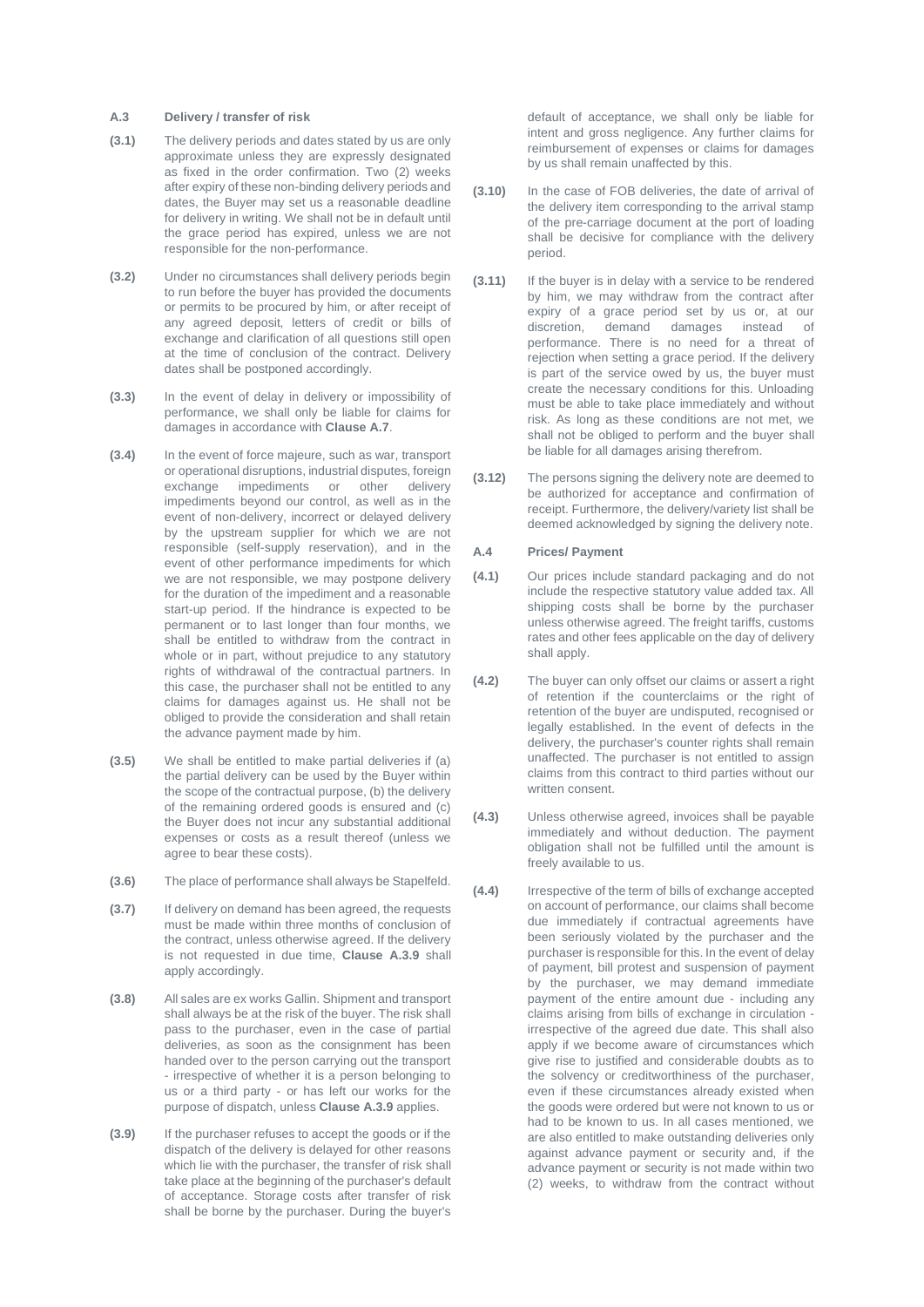### A.3 Delivery / transfer of risk

**(3.1)** The delivery periods and dates stated by us are only approximate unless they are expressly designated as fixed in the order confirmation. Two (2) weeks after expiry of these non-binding delivery periods and dates, the Buyer may set us a reasonable deadline for delivery in writing. We shall not be in default until the grace period has expired, unless we are not responsible for the non-performance.

**(3.2)** Under no circumstances shall delivery periods begin to run before the buyer has provided the documents or permits to be procured by him, or after receipt of any agreed deposit, letters of credit or bills of exchange and clarification of all questions still open at the time of conclusion of the contract. Delivery dates shall be postponed accordingly.

**(3.3)** In the event of delay in delivery or impossibility of performance, we shall only be liable for claims for damages in accordance with **Clause A.7**.

**(3.4)** In the event of force majeure, such as war, transport or operational disruptions, industrial disputes, foreign exchange impediments or other delivery impediments beyond our control, as well as in the event of non-delivery, incorrect or delayed delivery by the upstream supplier for which we are not responsible (self-supply reservation), and in the event of other performance impediments for which we are not responsible, we may postpone delivery for the duration of the impediment and a reasonable start-up period. If the hindrance is expected to be permanent or to last longer than four months, we shall be entitled to withdraw from the contract in whole or in part, without prejudice to any statutory rights of withdrawal of the contractual partners. In this case, the purchaser shall not be entitled to any claims for damages against us. He shall not be obliged to provide the consideration and shall retain the advance payment made by him.

**(3.5)** We shall be entitled to make partial deliveries if (a) the partial delivery can be used by the Buyer within the scope of the contractual purpose, (b) the delivery of the remaining ordered goods is ensured and (c) the Buyer does not incur any substantial additional expenses or costs as a result thereof (unless we agree to bear these costs).

**(3.6)** The place of performance shall always be Stapelfeld.

**(3.7)** If delivery on demand has been agreed, the requests must be made within three months of conclusion of the contract, unless otherwise agreed. If the delivery is not requested in due time, **Clause A.3.9** shall apply accordingly.

**(3.8)** All sales are ex works Gallin. Shipment and transport shall always be at the risk of the buyer. The risk shall pass to the purchaser, even in the case of partial deliveries, as soon as the consignment has been handed over to the person carrying out the transport - irrespective of whether it is a person belonging to us or a third party - or has left our works for the purpose of dispatch, unless **Clause A.3.9** applies.

**(3.9)** If the purchaser refuses to accept the goods or if the dispatch of the delivery is delayed for other reasons which lie with the purchaser, the transfer of risk shall take place at the beginning of the purchaser's default of acceptance. Storage costs after transfer of risk shall be borne by the purchaser. During the buyer's default of acceptance, we shall only be liable for intent and gross negligence. Any further claims for reimbursement of expenses or claims for damages by us shall remain unaffected by this.

**(3.10)** In the case of FOB deliveries, the date of arrival of the delivery item corresponding to the arrival stamp of the pre-carriage document at the port of loading shall be decisive for compliance with the delivery period.

**(3.11)** If the buyer is in delay with a service to be rendered by him, we may withdraw from the contract after expiry of a grace period set by us or, at our discretion, demand damages instead of performance. There is no need for a threat of rejection when setting a grace period. If the delivery is part of the service owed by us, the buyer must create the necessary conditions for this. Unloading must be able to take place immediately and without risk. As long as these conditions are not met, we shall not be obliged to perform and the buyer shall be liable for all damages arising therefrom.

**(3.12)** The persons signing the delivery note are deemed to be authorized for acceptance and confirmation of receipt. Furthermore, the delivery/variety list shall be deemed acknowledged by signing the delivery note.

### A.4 Prices/ Payment

**(4.1)** Our prices include standard packaging and do not include the respective statutory value added tax. All shipping costs shall be borne by the purchaser unless otherwise agreed. The freight tariffs, customs rates and other fees applicable on the day of delivery shall apply.

**(4.2)** The buyer can only offset our claims or assert a right of retention if the counterclaims or the right of retention of the buyer are undisputed, recognised or legally established. In the event of defects in the delivery, the purchaser's counter rights shall remain unaffected. The purchaser is not entitled to assign claims from this contract to third parties without our written consent.

**(4.3)** Unless otherwise agreed, invoices shall be payable immediately and without deduction. The payment obligation shall not be fulfilled until the amount is freely available to us.

**(4.4)** Irrespective of the term of bills of exchange accepted on account of performance, our claims shall become due immediately if contractual agreements have been seriously violated by the purchaser and the purchaser is responsible for this. In the event of delay of payment, bill protest and suspension of payment by the purchaser, we may demand immediate payment of the entire amount due - including any claims arising from bills of exchange in circulation - irrespective of the agreed due date. This shall also apply if we become aware of circumstances which give rise to justified and considerable doubts as to the solvency or creditworthiness of the purchaser, even if these circumstances already existed when the goods were ordered but were not known to us or had to be known to us. In all cases mentioned, we are also entitled to make outstanding deliveries only against advance payment or security and, if the advance payment or security is not made within two (2) weeks, to withdraw from the contract without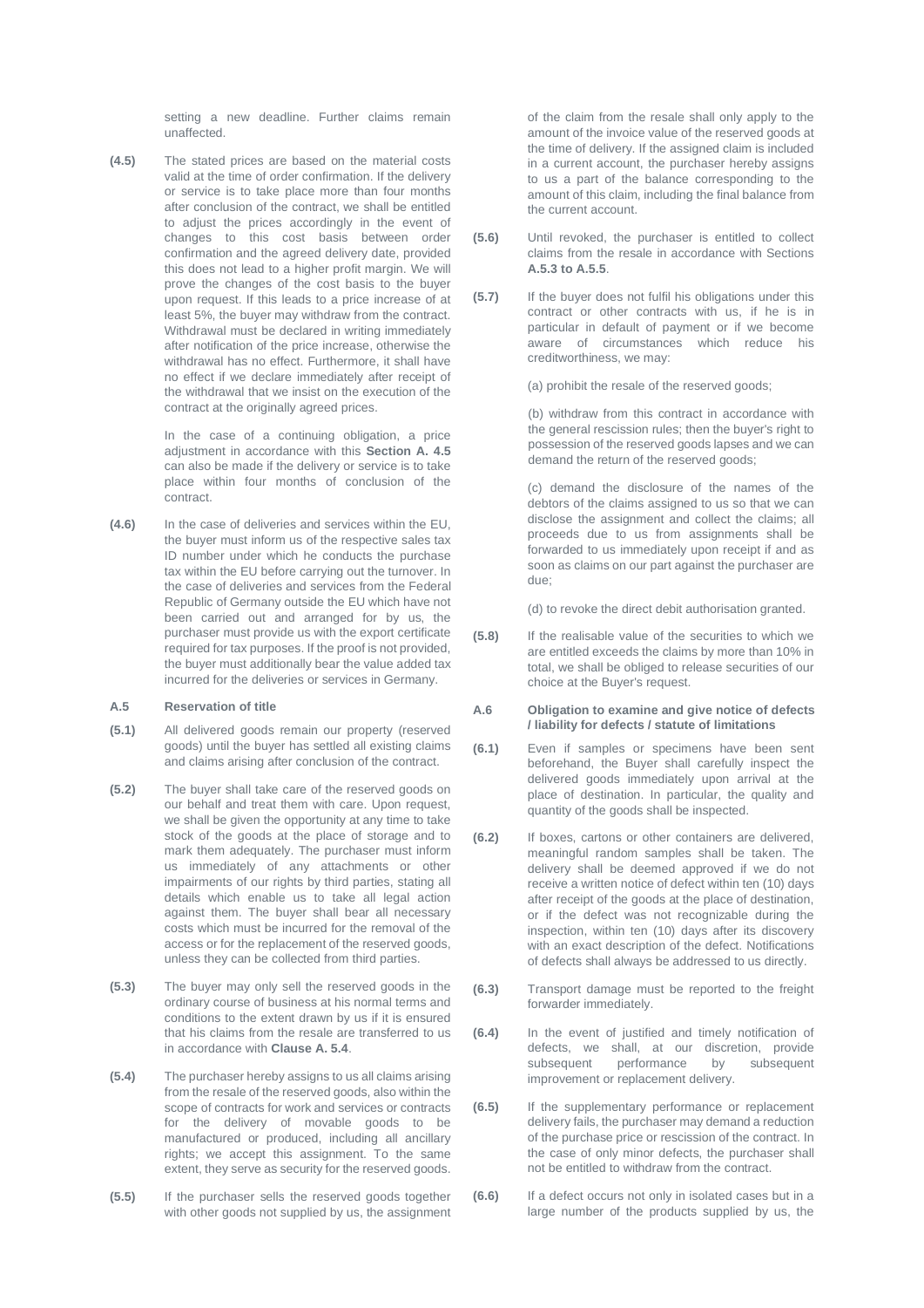setting a new deadline. Further claims remain unaffected.

**(4.5)** The stated prices are based on the material costs valid at the time of order confirmation. If the delivery or service is to take place more than four months after conclusion of the contract, we shall be entitled to adjust the prices accordingly in the event of changes to this cost basis between order confirmation and the agreed delivery date, provided this does not lead to a higher profit margin. We will prove the changes of the cost basis to the buyer upon request. If this leads to a price increase of at least 5%, the buyer may withdraw from the contract. Withdrawal must be declared in writing immediately after notification of the price increase, otherwise the withdrawal has no effect. Furthermore, it shall have no effect if we declare immediately after receipt of the withdrawal that we insist on the execution of the contract at the originally agreed prices.

In the case of a continuing obligation, a price adjustment in accordance with this **Section A. 4.5** can also be made if the delivery or service is to take place within four months of conclusion of the contract.

**(4.6)** In the case of deliveries and services within the EU, the buyer must inform us of the respective sales tax ID number under which he conducts the purchase tax within the EU before carrying out the turnover. In the case of deliveries and services from the Federal Republic of Germany outside the EU which have not been carried out and arranged for by us, the purchaser must provide us with the export certificate required for tax purposes. If the proof is not provided, the buyer must additionally bear the value added tax incurred for the deliveries or services in Germany.

### A.5 Reservation of title

**(5.1)** All delivered goods remain our property (reserved goods) until the buyer has settled all existing claims and claims arising after conclusion of the contract.

**(5.2)** The buyer shall take care of the reserved goods on our behalf and treat them with care. Upon request, we shall be given the opportunity at any time to take stock of the goods at the place of storage and to mark them adequately. The purchaser must inform us immediately of any attachments or other impairments of our rights by third parties, stating all details which enable us to take all legal action against them. The buyer shall bear all necessary costs which must be incurred for the removal of the access or for the replacement of the reserved goods, unless they can be collected from third parties.

**(5.3)** The buyer may only sell the reserved goods in the ordinary course of business at his normal terms and conditions to the extent drawn by us if it is ensured that his claims from the resale are transferred to us in accordance with **Clause A. 5.4**.

**(5.4)** The purchaser hereby assigns to us all claims arising from the resale of the reserved goods, also within the scope of contracts for work and services or contracts for the delivery of movable goods to be manufactured or produced, including all ancillary rights; we accept this assignment. To the same extent, they serve as security for the reserved goods.

**(5.5)** If the purchaser sells the reserved goods together with other goods not supplied by us, the assignment of the claim from the resale shall only apply to the amount of the invoice value of the reserved goods at the time of delivery. If the assigned claim is included in a current account, the purchaser hereby assigns to us a part of the balance corresponding to the amount of this claim, including the final balance from the current account.

**(5.6)** Until revoked, the purchaser is entitled to collect claims from the resale in accordance with Sections **A.5.3 to A.5.5**.

**(5.7)** If the buyer does not fulfil his obligations under this contract or other contracts with us, if he is in particular in default of payment or if we become aware of circumstances which reduce his creditworthiness, we may:

(a) prohibit the resale of the reserved goods;

(b) withdraw from this contract in accordance with the general rescission rules; then the buyer's right to possession of the reserved goods lapses and we can demand the return of the reserved goods;

(c) demand the disclosure of the names of the debtors of the claims assigned to us so that we can disclose the assignment and collect the claims; all proceeds due to us from assignments shall be forwarded to us immediately upon receipt if and as soon as claims on our part against the purchaser are due;

(d) to revoke the direct debit authorisation granted.

**(5.8)** If the realisable value of the securities to which we are entitled exceeds the claims by more than 10% in total, we shall be obliged to release securities of our choice at the Buyer's request.

### A.6 Obligation to examine and give notice of defects / liability for defects / statute of limitations

**(6.1)** Even if samples or specimens have been sent beforehand, the Buyer shall carefully inspect the delivered goods immediately upon arrival at the place of destination. In particular, the quality and quantity of the goods shall be inspected.

**(6.2)** If boxes, cartons or other containers are delivered, meaningful random samples shall be taken. The delivery shall be deemed approved if we do not receive a written notice of defect within ten (10) days after receipt of the goods at the place of destination, or if the defect was not recognizable during the inspection, within ten (10) days after its discovery with an exact description of the defect. Notifications of defects shall always be addressed to us directly.

**(6.3)** Transport damage must be reported to the freight forwarder immediately.

**(6.4)** In the event of justified and timely notification of defects, we shall, at our discretion, provide subsequent performance by subsequent improvement or replacement delivery.

**(6.5)** If the supplementary performance or replacement delivery fails, the purchaser may demand a reduction of the purchase price or rescission of the contract. In the case of only minor defects, the purchaser shall not be entitled to withdraw from the contract.

**(6.6)** If a defect occurs not only in isolated cases but in a large number of the products supplied by us, the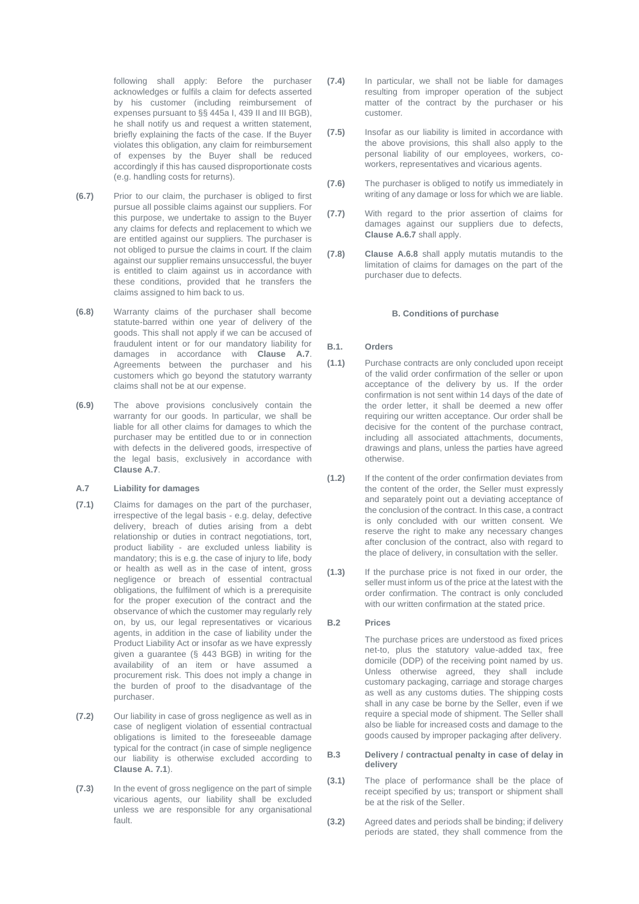following shall apply: Before the purchaser acknowledges or fulfils a claim for defects asserted by his customer (including reimbursement of expenses pursuant to §§ 445a I, 439 II and III BGB), he shall notify us and request a written statement, briefly explaining the facts of the case. If the Buyer violates this obligation, any claim for reimbursement of expenses by the Buyer shall be reduced accordingly if this has caused disproportionate costs (e.g. handling costs for returns).

**(6.7)** Prior to our claim, the purchaser is obliged to first pursue all possible claims against our suppliers. For this purpose, we undertake to assign to the Buyer any claims for defects and replacement to which we are entitled against our suppliers. The purchaser is not obliged to pursue the claims in court. If the claim against our supplier remains unsuccessful, the buyer is entitled to claim against us in accordance with these conditions, provided that he transfers the claims assigned to him back to us.

**(6.8)** Warranty claims of the purchaser shall become statute-barred within one year of delivery of the goods. This shall not apply if we can be accused of fraudulent intent or for our mandatory liability for damages in accordance with **Clause A.7**. Agreements between the purchaser and his customers which go beyond the statutory warranty claims shall not be at our expense.

**(6.9)** The above provisions conclusively contain the warranty for our goods. In particular, we shall be liable for all other claims for damages to which the purchaser may be entitled due to or in connection with defects in the delivered goods, irrespective of the legal basis, exclusively in accordance with **Clause A.7**.

### A.7 Liability for damages

**(7.1)** Claims for damages on the part of the purchaser, irrespective of the legal basis - e.g. delay, defective delivery, breach of duties arising from a debt relationship or duties in contract negotiations, tort, product liability - are excluded unless liability is mandatory; this is e.g. the case of injury to life, body or health as well as in the case of intent, gross negligence or breach of essential contractual obligations, the fulfilment of which is a prerequisite for the proper execution of the contract and the observance of which the customer may regularly rely on, by us, our legal representatives or vicarious agents, in addition in the case of liability under the Product Liability Act or insofar as we have expressly given a guarantee (§ 443 BGB) in writing for the availability of an item or have assumed a procurement risk. This does not imply a change in the burden of proof to the disadvantage of the purchaser.

**(7.2)** Our liability in case of gross negligence as well as in case of negligent violation of essential contractual obligations is limited to the foreseeable damage typical for the contract (in case of simple negligence our liability is otherwise excluded according to **Clause A. 7.1**).

**(7.3)** In the event of gross negligence on the part of simple vicarious agents, our liability shall be excluded unless we are responsible for any organisational fault.

**(7.4)** In particular, we shall not be liable for damages resulting from improper operation of the subject matter of the contract by the purchaser or his customer.

**(7.5)** Insofar as our liability is limited in accordance with the above provisions, this shall also apply to the personal liability of our employees, workers, co-workers, representatives and vicarious agents.

**(7.6)** The purchaser is obliged to notify us immediately in writing of any damage or loss for which we are liable.

**(7.7)** With regard to the prior assertion of claims for damages against our suppliers due to defects, **Clause A.6.7** shall apply.

**(7.8)** **Clause A.6.8** shall apply mutatis mutandis to the limitation of claims for damages on the part of the purchaser due to defects.

## B. Conditions of purchase

### B.1. Orders

**(1.1)** Purchase contracts are only concluded upon receipt of the valid order confirmation of the seller or upon acceptance of the delivery by us. If the order confirmation is not sent within 14 days of the date of the order letter, it shall be deemed a new offer requiring our written acceptance. Our order shall be decisive for the content of the purchase contract, including all associated attachments, documents, drawings and plans, unless the parties have agreed otherwise.

**(1.2)** If the content of the order confirmation deviates from the content of the order, the Seller must expressly and separately point out a deviating acceptance of the conclusion of the contract. In this case, a contract is only concluded with our written consent. We reserve the right to make any necessary changes after conclusion of the contract, also with regard to the place of delivery, in consultation with the seller.

**(1.3)** If the purchase price is not fixed in our order, the seller must inform us of the price at the latest with the order confirmation. The contract is only concluded with our written confirmation at the stated price.

### B.2 Prices

The purchase prices are understood as fixed prices net-to, plus the statutory value-added tax, free domicile (DDP) of the receiving point named by us. Unless otherwise agreed, they shall include customary packaging, carriage and storage charges as well as any customs duties. The shipping costs shall in any case be borne by the Seller, even if we require a special mode of shipment. The Seller shall also be liable for increased costs and damage to the goods caused by improper packaging after delivery.

### B.3 Delivery / contractual penalty in case of delay in delivery

**(3.1)** The place of performance shall be the place of receipt specified by us; transport or shipment shall be at the risk of the Seller.

**(3.2)** Agreed dates and periods shall be binding; if delivery periods are stated, they shall commence from the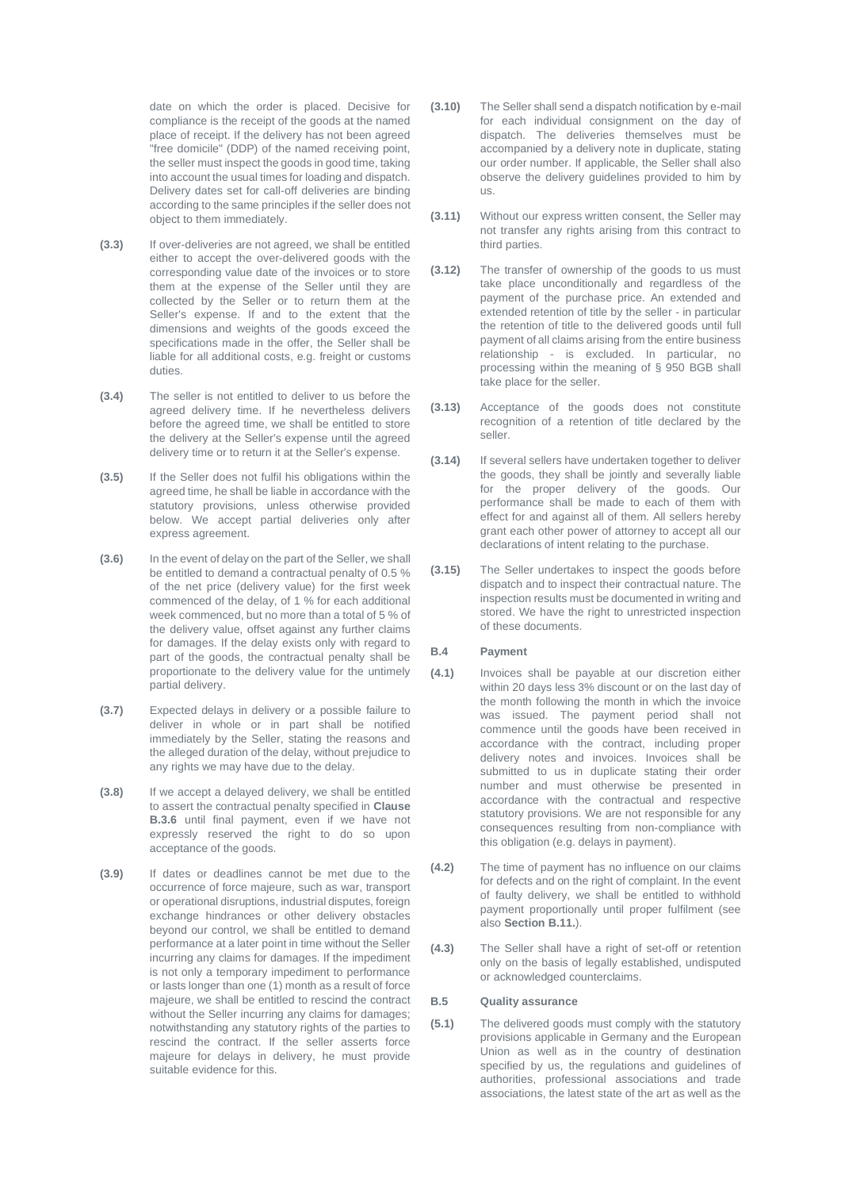date on which the order is placed. Decisive for compliance is the receipt of the goods at the named place of receipt. If the delivery has not been agreed "free domicile" (DDP) of the named receiving point, the seller must inspect the goods in good time, taking into account the usual times for loading and dispatch. Delivery dates set for call-off deliveries are binding according to the same principles if the seller does not object to them immediately.

**(3.3)** If over-deliveries are not agreed, we shall be entitled either to accept the over-delivered goods with the corresponding value date of the invoices or to store them at the expense of the Seller until they are collected by the Seller or to return them at the Seller's expense. If and to the extent that the dimensions and weights of the goods exceed the specifications made in the offer, the Seller shall be liable for all additional costs, e.g. freight or customs duties.

**(3.4)** The seller is not entitled to deliver to us before the agreed delivery time. If he nevertheless delivers before the agreed time, we shall be entitled to store the delivery at the Seller's expense until the agreed delivery time or to return it at the Seller's expense.

**(3.5)** If the Seller does not fulfil his obligations within the agreed time, he shall be liable in accordance with the statutory provisions, unless otherwise provided below. We accept partial deliveries only after express agreement.

**(3.6)** In the event of delay on the part of the Seller, we shall be entitled to demand a contractual penalty of 0.5 % of the net price (delivery value) for the first week commenced of the delay, of 1 % for each additional week commenced, but no more than a total of 5 % of the delivery value, offset against any further claims for damages. If the delay exists only with regard to part of the goods, the contractual penalty shall be proportionate to the delivery value for the untimely partial delivery.

**(3.7)** Expected delays in delivery or a possible failure to deliver in whole or in part shall be notified immediately by the Seller, stating the reasons and the alleged duration of the delay, without prejudice to any rights we may have due to the delay.

**(3.8)** If we accept a delayed delivery, we shall be entitled to assert the contractual penalty specified in **Clause B.3.6** until final payment, even if we have not expressly reserved the right to do so upon acceptance of the goods.

**(3.9)** If dates or deadlines cannot be met due to the occurrence of force majeure, such as war, transport or operational disruptions, industrial disputes, foreign exchange hindrances or other delivery obstacles beyond our control, we shall be entitled to demand performance at a later point in time without the Seller incurring any claims for damages. If the impediment is not only a temporary impediment to performance or lasts longer than one (1) month as a result of force majeure, we shall be entitled to rescind the contract without the Seller incurring any claims for damages; notwithstanding any statutory rights of the parties to rescind the contract. If the seller asserts force majeure for delays in delivery, he must provide suitable evidence for this.

**(3.10)** The Seller shall send a dispatch notification by e-mail for each individual consignment on the day of dispatch. The deliveries themselves must be accompanied by a delivery note in duplicate, stating our order number. If applicable, the Seller shall also observe the delivery guidelines provided to him by us.

**(3.11)** Without our express written consent, the Seller may not transfer any rights arising from this contract to third parties.

**(3.12)** The transfer of ownership of the goods to us must take place unconditionally and regardless of the payment of the purchase price. An extended and extended retention of title by the seller - in particular the retention of title to the delivered goods until full payment of all claims arising from the entire business relationship - is excluded. In particular, no processing within the meaning of § 950 BGB shall take place for the seller.

**(3.13)** Acceptance of the goods does not constitute recognition of a retention of title declared by the seller.

**(3.14)** If several sellers have undertaken together to deliver the goods, they shall be jointly and severally liable for the proper delivery of the goods. Our performance shall be made to each of them with effect for and against all of them. All sellers hereby grant each other power of attorney to accept all our declarations of intent relating to the purchase.

**(3.15)** The Seller undertakes to inspect the goods before dispatch and to inspect their contractual nature. The inspection results must be documented in writing and stored. We have the right to unrestricted inspection of these documents.

### B.4 Payment

**(4.1)** Invoices shall be payable at our discretion either within 20 days less 3% discount or on the last day of the month following the month in which the invoice was issued. The payment period shall not commence until the goods have been received in accordance with the contract, including proper delivery notes and invoices. Invoices shall be submitted to us in duplicate stating their order number and must otherwise be presented in accordance with the contractual and respective statutory provisions. We are not responsible for any consequences resulting from non-compliance with this obligation (e.g. delays in payment).

**(4.2)** The time of payment has no influence on our claims for defects and on the right of complaint. In the event of faulty delivery, we shall be entitled to withhold payment proportionally until proper fulfilment (see also **Section B.11.**).

**(4.3)** The Seller shall have a right of set-off or retention only on the basis of legally established, undisputed or acknowledged counterclaims.

### B.5 Quality assurance

**(5.1)** The delivered goods must comply with the statutory provisions applicable in Germany and the European Union as well as in the country of destination specified by us, the regulations and guidelines of authorities, professional associations and trade associations, the latest state of the art as well as the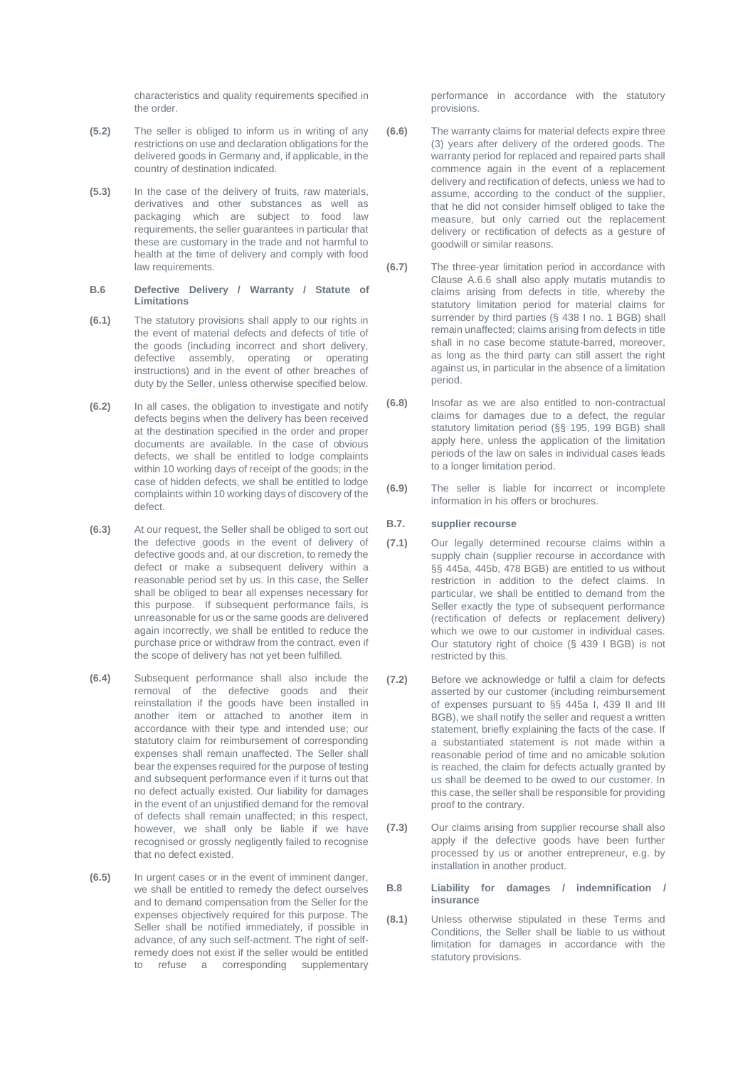characteristics and quality requirements specified in the order.

**(5.2)** The seller is obliged to inform us in writing of any restrictions on use and declaration obligations for the delivered goods in Germany and, if applicable, in the country of destination indicated.

**(5.3)** In the case of the delivery of fruits, raw materials, derivatives and other substances as well as packaging which are subject to food law requirements, the seller guarantees in particular that these are customary in the trade and not harmful to health at the time of delivery and comply with food law requirements.

### B.6 Defective Delivery / Warranty / Statute of Limitations

**(6.1)** The statutory provisions shall apply to our rights in the event of material defects and defects of title of the goods (including incorrect and short delivery, defective assembly, operating or operating instructions) and in the event of other breaches of duty by the Seller, unless otherwise specified below.

**(6.2)** In all cases, the obligation to investigate and notify defects begins when the delivery has been received at the destination specified in the order and proper documents are available. In the case of obvious defects, we shall be entitled to lodge complaints within 10 working days of receipt of the goods; in the case of hidden defects, we shall be entitled to lodge complaints within 10 working days of discovery of the defect.

**(6.3)** At our request, the Seller shall be obliged to sort out the defective goods in the event of delivery of defective goods and, at our discretion, to remedy the defect or make a subsequent delivery within a reasonable period set by us. In this case, the Seller shall be obliged to bear all expenses necessary for this purpose. If subsequent performance fails, is unreasonable for us or the same goods are delivered again incorrectly, we shall be entitled to reduce the purchase price or withdraw from the contract, even if the scope of delivery has not yet been fulfilled.

**(6.4)** Subsequent performance shall also include the removal of the defective goods and their reinstallation if the goods have been installed in another item or attached to another item in accordance with their type and intended use; our statutory claim for reimbursement of corresponding expenses shall remain unaffected. The Seller shall bear the expenses required for the purpose of testing and subsequent performance even if it turns out that no defect actually existed. Our liability for damages in the event of an unjustified demand for the removal of defects shall remain unaffected; in this respect, however, we shall only be liable if we have recognised or grossly negligently failed to recognise that no defect existed.

**(6.5)** In urgent cases or in the event of imminent danger, we shall be entitled to remedy the defect ourselves and to demand compensation from the Seller for the expenses objectively required for this purpose. The Seller shall be notified immediately, if possible in advance, of any such self-actment. The right of self-remedy does not exist if the seller would be entitled to refuse a corresponding supplementary performance in accordance with the statutory provisions.

**(6.6)** The warranty claims for material defects expire three (3) years after delivery of the ordered goods. The warranty period for replaced and repaired parts shall commence again in the event of a replacement delivery and rectification of defects, unless we had to assume, according to the conduct of the supplier, that he did not consider himself obliged to take the measure, but only carried out the replacement delivery or rectification of defects as a gesture of goodwill or similar reasons.

**(6.7)** The three-year limitation period in accordance with Clause A.6.6 shall also apply mutatis mutandis to claims arising from defects in title, whereby the statutory limitation period for material claims for surrender by third parties (§ 438 I no. 1 BGB) shall remain unaffected; claims arising from defects in title shall in no case become statute-barred, moreover, as long as the third party can still assert the right against us, in particular in the absence of a limitation period.

**(6.8)** Insofar as we are also entitled to non-contractual claims for damages due to a defect, the regular statutory limitation period (§§ 195, 199 BGB) shall apply here, unless the application of the limitation periods of the law on sales in individual cases leads to a longer limitation period.

**(6.9)** The seller is liable for incorrect or incomplete information in his offers or brochures.

### B.7. supplier recourse

**(7.1)** Our legally determined recourse claims within a supply chain (supplier recourse in accordance with §§ 445a, 445b, 478 BGB) are entitled to us without restriction in addition to the defect claims. In particular, we shall be entitled to demand from the Seller exactly the type of subsequent performance (rectification of defects or replacement delivery) which we owe to our customer in individual cases. Our statutory right of choice (§ 439 I BGB) is not restricted by this.

**(7.2)** Before we acknowledge or fulfil a claim for defects asserted by our customer (including reimbursement of expenses pursuant to §§ 445a I, 439 II and III BGB), we shall notify the seller and request a written statement, briefly explaining the facts of the case. If a substantiated statement is not made within a reasonable period of time and no amicable solution is reached, the claim for defects actually granted by us shall be deemed to be owed to our customer. In this case, the seller shall be responsible for providing proof to the contrary.

**(7.3)** Our claims arising from supplier recourse shall also apply if the defective goods have been further processed by us or another entrepreneur, e.g. by installation in another product.

### B.8 Liability for damages / indemnification / insurance

**(8.1)** Unless otherwise stipulated in these Terms and Conditions, the Seller shall be liable to us without limitation for damages in accordance with the statutory provisions.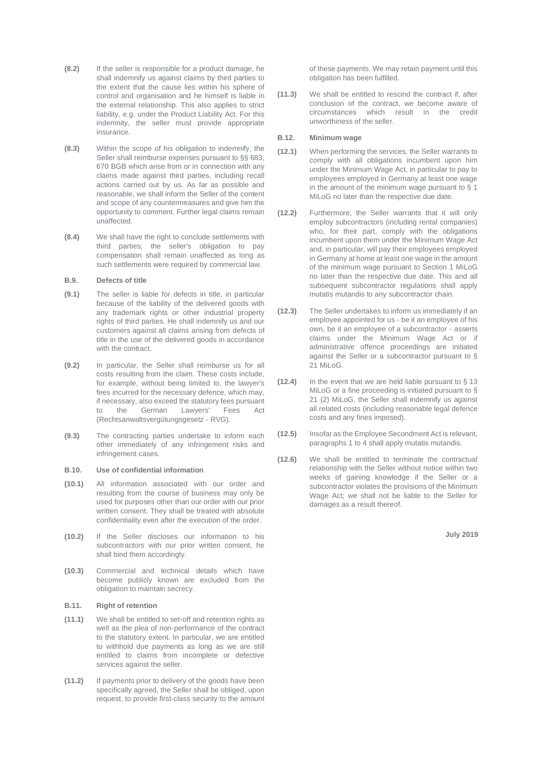**(8.2)** If the seller is responsible for a product damage, he shall indemnify us against claims by third parties to the extent that the cause lies within his sphere of control and organisation and he himself is liable in the external relationship. This also applies to strict liability, e.g. under the Product Liability Act. For this indemnity, the seller must provide appropriate insurance.

**(8.3)** Within the scope of his obligation to indemnify, the Seller shall reimburse expenses pursuant to §§ 683, 670 BGB which arise from or in connection with any claims made against third parties, including recall actions carried out by us. As far as possible and reasonable, we shall inform the Seller of the content and scope of any countermeasures and give him the opportunity to comment. Further legal claims remain unaffected.

**(8.4)** We shall have the right to conclude settlements with third parties; the seller's obligation to pay compensation shall remain unaffected as long as such settlements were required by commercial law.

#### B.9. Defects of title

**(9.1)** The seller is liable for defects in title, in particular because of the liability of the delivered goods with any trademark rights or other industrial property rights of third parties. He shall indemnify us and our customers against all claims arising from defects of title in the use of the delivered goods in accordance with the contract.

**(9.2)** In particular, the Seller shall reimburse us for all costs resulting from the claim. These costs include, for example, without being limited to, the lawyer's fees incurred for the necessary defence, which may, if necessary, also exceed the statutory fees pursuant to the German Lawyers' Fees Act (Rechtsanwaltsvergütungsgesetz - RVG).

**(9.3)** The contracting parties undertake to inform each other immediately of any infringement risks and infringement cases.

#### B.10. Use of confidential information

**(10.1)** All information associated with our order and resulting from the course of business may only be used for purposes other than our order with our prior written consent. They shall be treated with absolute confidentiality even after the execution of the order.

**(10.2)** If the Seller discloses our information to his subcontractors with our prior written consent, he shall bind them accordingly.

**(10.3)** Commercial and technical details which have become publicly known are excluded from the obligation to maintain secrecy.

#### B.11. Right of retention

**(11.1)** We shall be entitled to set-off and retention rights as well as the plea of non-performance of the contract to the statutory extent. In particular, we are entitled to withhold due payments as long as we are still entitled to claims from incomplete or defective services against the seller.

**(11.2)** If payments prior to delivery of the goods have been specifically agreed, the Seller shall be obliged, upon request, to provide first-class security to the amount of these payments. We may retain payment until this obligation has been fulfilled.

**(11.3)** We shall be entitled to rescind the contract if, after conclusion of the contract, we become aware of circumstances which result in the credit unworthiness of the seller.

#### B.12. Minimum wage

**(12.1)** When performing the services, the Seller warrants to comply with all obligations incumbent upon him under the Minimum Wage Act, in particular to pay to employees employed in Germany at least one wage in the amount of the minimum wage pursuant to § 1 MiLoG no later than the respective due date.

**(12.2)** Furthermore, the Seller warrants that it will only employ subcontractors (including rental companies) who, for their part, comply with the obligations incumbent upon them under the Minimum Wage Act and, in particular, will pay their employees employed in Germany at home at least one wage in the amount of the minimum wage pursuant to Section 1 MiLoG no later than the respective due date. This and all subsequent subcontractor regulations shall apply mutatis mutandis to any subcontractor chain.

**(12.3)** The Seller undertakes to inform us immediately if an employee appointed for us - be it an employee of his own, be it an employee of a subcontractor - asserts claims under the Minimum Wage Act or if administrative offence proceedings are initiated against the Seller or a subcontractor pursuant to § 21 MiLoG.

**(12.4)** In the event that we are held liable pursuant to § 13 MiLoG or a fine proceeding is initiated pursuant to § 21 (2) MiLoG, the Seller shall indemnify us against all related costs (including reasonable legal defence costs and any fines imposed).

**(12.5)** Insofar as the Employee Secondment Act is relevant, paragraphs 1 to 4 shall apply mutatis mutandis.

**(12.6)** We shall be entitled to terminate the contractual relationship with the Seller without notice within two weeks of gaining knowledge if the Seller or a subcontractor violates the provisions of the Minimum Wage Act; we shall not be liable to the Seller for damages as a result thereof.

**July 2019**